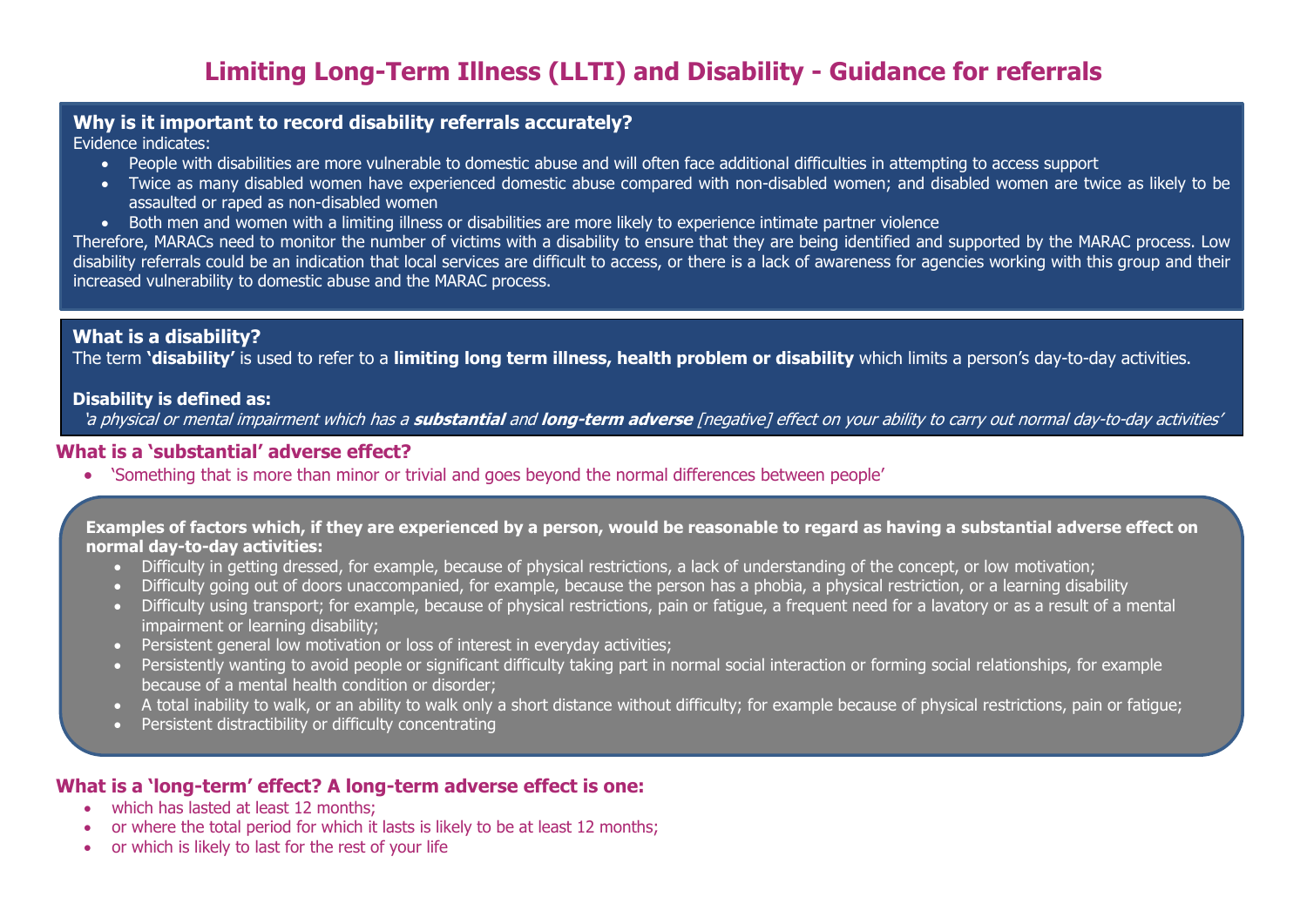# Limiting Long-Term Illness (LLTI) and Disability - Guidance for referrals

## Why is it important to record disability referrals accurately?

Evidence indicates:

- People with disabilities are more vulnerable to domestic abuse and will often face additional difficulties in attempting to access support
- Twice as many disabled women have experienced domestic abuse compared with non-disabled women; and disabled women are twice as likely to be assaulted or raped as non-disabled women
- Both men and women with a limiting illness or disabilities are more likely to experience intimate partner violence

Therefore, MARACs need to monitor the number of victims with a disability to ensure that they are being identified and supported by the MARAC process. Low disability referrals could be an indication that local services are difficult to access, or there is a lack of awareness for agencies working with this group and their increased vulnerability to domestic abuse and the MARAC process.

## What is a disability?

The term **'disability'** is used to refer to a **limiting long term illness, health problem or disability** which limits a person's day-to-day activities.

**Disability is defined as:**

*'a physical or mental impairment which has a **substantial** and **long-term adverse** [negative] effect on your ability to carry out normal day-to-day activities'*

## What is a 'substantial' adverse effect?

- 'Something that is more than minor or trivial and goes beyond the normal differences between people'

**Examples of factors which, if they are experienced by a person, would be reasonable to regard as having a substantial adverse effect on normal day-to-day activities:**

- Difficulty in getting dressed, for example, because of physical restrictions, a lack of understanding of the concept, or low motivation;
- Difficulty going out of doors unaccompanied, for example, because the person has a phobia, a physical restriction, or a learning disability
- Difficulty using transport; for example, because of physical restrictions, pain or fatigue, a frequent need for a lavatory or as a result of a mental impairment or learning disability;
- Persistent general low motivation or loss of interest in everyday activities;
- Persistently wanting to avoid people or significant difficulty taking part in normal social interaction or forming social relationships, for example because of a mental health condition or disorder;
- A total inability to walk, or an ability to walk only a short distance without difficulty; for example because of physical restrictions, pain or fatigue;
- Persistent distractibility or difficulty concentrating

## What is a 'long-term' effect? A long-term adverse effect is one:

- which has lasted at least 12 months;
- or where the total period for which it lasts is likely to be at least 12 months;
- or which is likely to last for the rest of your life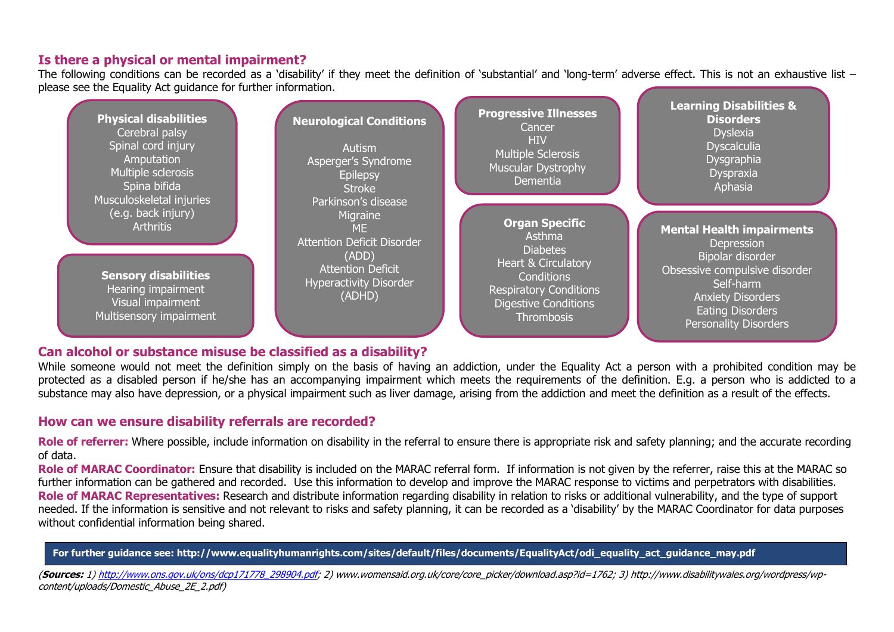## Is there a physical or mental impairment?

The following conditions can be recorded as a 'disability' if they meet the definition of 'substantial' and 'long-term' adverse effect. This is not an exhaustive list – please see the Equality Act guidance for further information.

**Physical disabilities**
Cerebral palsy
Spinal cord injury
Amputation
Multiple sclerosis
Spina bifida
Musculoskeletal injuries (e.g. back injury)
Arthritis

**Sensory disabilities**
Hearing impairment
Visual impairment
Multisensory impairment

**Neurological Conditions**
Autism
Asperger's Syndrome
Epilepsy
Stroke
Parkinson's disease
Migraine
ME
Attention Deficit Disorder (ADD)
Attention Deficit Hyperactivity Disorder (ADHD)

**Progressive Illnesses**
Cancer
HIV
Multiple Sclerosis
Muscular Dystrophy
Dementia

**Organ Specific**
Asthma
Diabetes
Heart & Circulatory Conditions
Respiratory Conditions
Digestive Conditions
Thrombosis

**Learning Disabilities & Disorders**
Dyslexia
Dyscalculia
Dysgraphia
Dyspraxia
Aphasia

**Mental Health impairments**
Depression
Bipolar disorder
Obsessive compulsive disorder
Self-harm
Anxiety Disorders
Eating Disorders
Personality Disorders

## Can alcohol or substance misuse be classified as a disability?

While someone would not meet the definition simply on the basis of having an addiction, under the Equality Act a person with a prohibited condition may be protected as a disabled person if he/she has an accompanying impairment which meets the requirements of the definition. E.g. a person who is addicted to a substance may also have depression, or a physical impairment such as liver damage, arising from the addiction and meet the definition as a result of the effects.

## How can we ensure disability referrals are recorded?

**Role of referrer:** Where possible, include information on disability in the referral to ensure there is appropriate risk and safety planning; and the accurate recording of data.

**Role of MARAC Coordinator:** Ensure that disability is included on the MARAC referral form. If information is not given by the referrer, raise this at the MARAC so further information can be gathered and recorded. Use this information to develop and improve the MARAC response to victims and perpetrators with disabilities.

**Role of MARAC Representatives:** Research and distribute information regarding disability in relation to risks or additional vulnerability, and the type of support needed. If the information is sensitive and not relevant to risks and safety planning, it can be recorded as a 'disability' by the MARAC Coordinator for data purposes without confidential information being shared.

**For further guidance see: http://www.equalityhumanrights.com/sites/default/files/documents/EqualityAct/odi_equality_act_guidance_may.pdf**

*(**Sources:** 1) http://www.ons.gov.uk/ons/dcp171778_298904.pdf; 2) www.womensaid.org.uk/core/core_picker/download.asp?id=1762; 3) http://www.disabilitywales.org/wordpress/wp-content/uploads/Domestic_Abuse_2E_2.pdf)*